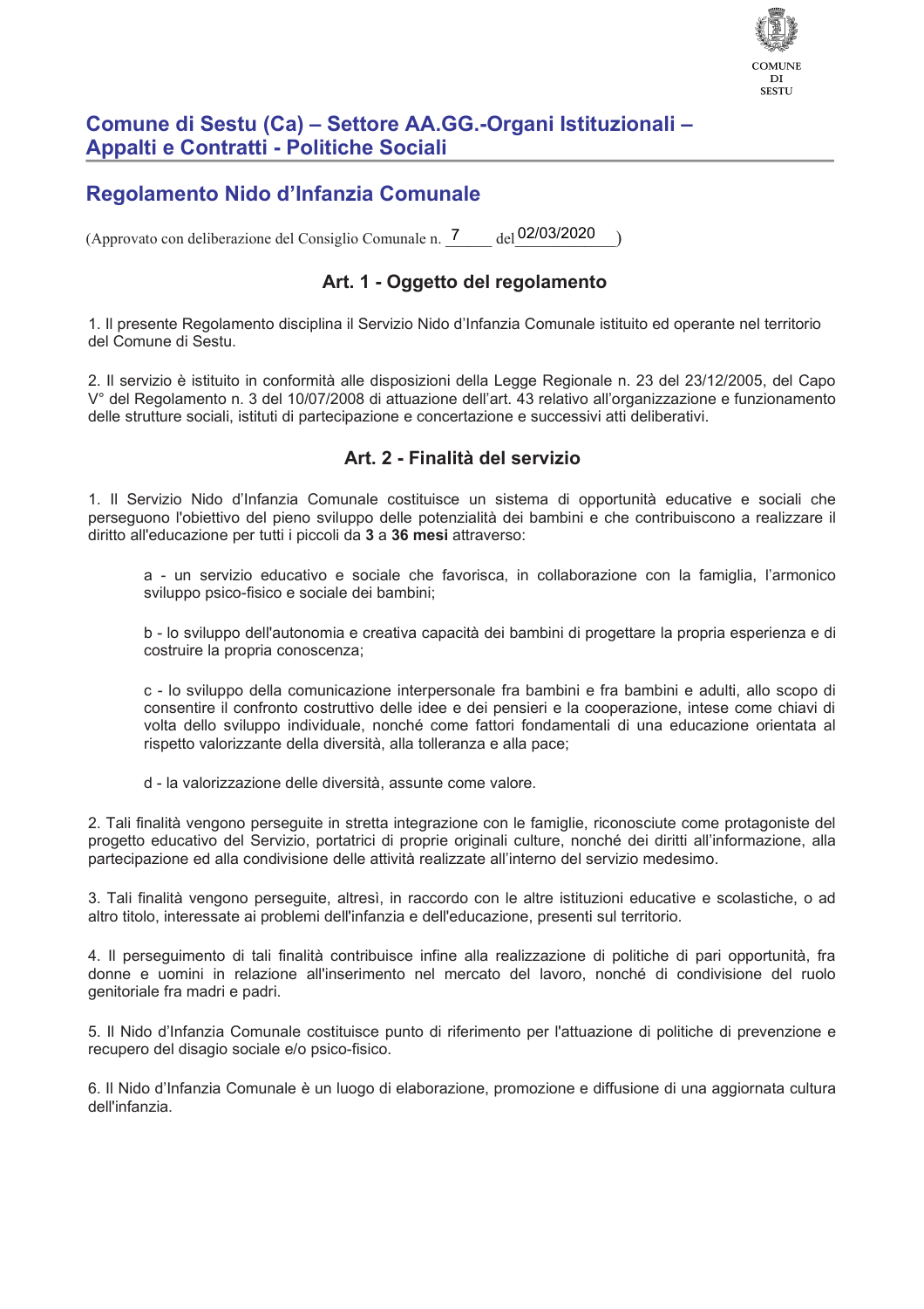COMUNE DI SESTU

## Comune di Sestu (Ca) – Settore AA.GG.-Organi Istituzionali – Appalti e Contratti - Politiche Sociali

# Regolamento Nido d'Infanzia Comunale

(Approvato con deliberazione del Consiglio Comunale n. 7 del 02/03/2020)

### Art. 1 - Oggetto del regolamento

1. Il presente Regolamento disciplina il Servizio Nido d'Infanzia Comunale istituito ed operante nel territorio del Comune di Sestu.

2. Il servizio è istituito in conformità alle disposizioni della Legge Regionale n. 23 del 23/12/2005, del Capo V° del Regolamento n. 3 del 10/07/2008 di attuazione dell'art. 43 relativo all'organizzazione e funzionamento delle strutture sociali, istituti di partecipazione e concertazione e successivi atti deliberativi.

### Art. 2 - Finalità del servizio

1. Il Servizio Nido d'Infanzia Comunale costituisce un sistema di opportunità educative e sociali che perseguono l'obiettivo del pieno sviluppo delle potenzialità dei bambini e che contribuiscono a realizzare il diritto all'educazione per tutti i piccoli da **3** a **36 mesi** attraverso:

a - un servizio educativo e sociale che favorisca, in collaborazione con la famiglia, l'armonico sviluppo psico-fisico e sociale dei bambini;

b - lo sviluppo dell'autonomia e creativa capacità dei bambini di progettare la propria esperienza e di costruire la propria conoscenza;

c - lo sviluppo della comunicazione interpersonale fra bambini e fra bambini e adulti, allo scopo di consentire il confronto costruttivo delle idee e dei pensieri e la cooperazione, intese come chiavi di volta dello sviluppo individuale, nonché come fattori fondamentali di una educazione orientata al rispetto valorizzante della diversità, alla tolleranza e alla pace;

d - la valorizzazione delle diversità, assunte come valore.

2. Tali finalità vengono perseguite in stretta integrazione con le famiglie, riconosciute come protagoniste del progetto educativo del Servizio, portatrici di proprie originali culture, nonché dei diritti all'informazione, alla partecipazione ed alla condivisione delle attività realizzate all'interno del servizio medesimo.

3. Tali finalità vengono perseguite, altresì, in raccordo con le altre istituzioni educative e scolastiche, o ad altro titolo, interessate ai problemi dell'infanzia e dell'educazione, presenti sul territorio.

4. Il perseguimento di tali finalità contribuisce infine alla realizzazione di politiche di pari opportunità, fra donne e uomini in relazione all'inserimento nel mercato del lavoro, nonché di condivisione del ruolo genitoriale fra madri e padri.

5. Il Nido d'Infanzia Comunale costituisce punto di riferimento per l'attuazione di politiche di prevenzione e recupero del disagio sociale e/o psico-fisico.

6. Il Nido d'Infanzia Comunale è un luogo di elaborazione, promozione e diffusione di una aggiornata cultura dell'infanzia.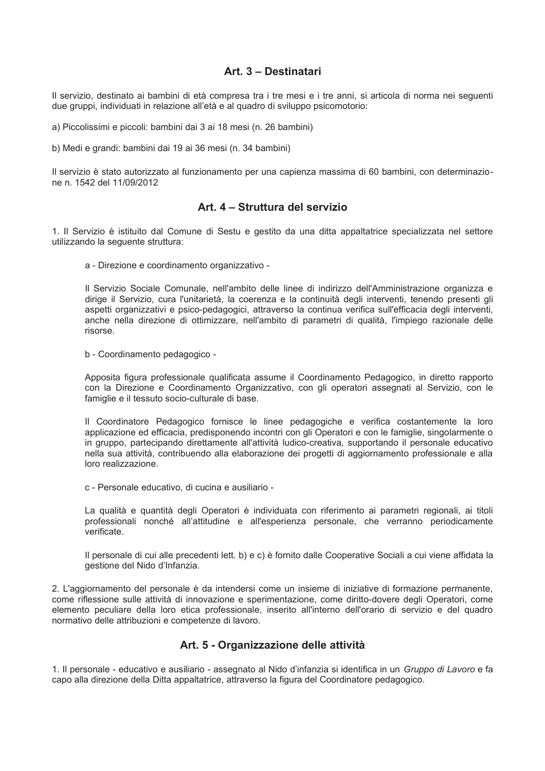## Art. 3 – Destinatari

Il servizio, destinato ai bambini di età compresa tra i tre mesi e i tre anni, si articola di norma nei seguenti due gruppi, individuati in relazione all'età e al quadro di sviluppo psicomotorio:

a) Piccolissimi e piccoli: bambini dai 3 ai 18 mesi (n. 26 bambini)

b) Medi e grandi: bambini dai 19 ai 36 mesi (n. 34 bambini)

Il servizio è stato autorizzato al funzionamento per una capienza massima di 60 bambini, con determinazione n. 1542 del 11/09/2012

## Art. 4 – Struttura del servizio

1. Il Servizio è istituito dal Comune di Sestu e gestito da una ditta appaltatrice specializzata nel settore utilizzando la seguente struttura:

a - Direzione e coordinamento organizzativo -

Il Servizio Sociale Comunale, nell'ambito delle linee di indirizzo dell'Amministrazione organizza e dirige il Servizio, cura l'unitarietà, la coerenza e la continuità degli interventi, tenendo presenti gli aspetti organizzativi e psico-pedagogici, attraverso la continua verifica sull'efficacia degli interventi, anche nella direzione di ottimizzare, nell'ambito di parametri di qualità, l'impiego razionale delle risorse.

b - Coordinamento pedagogico -

Apposita figura professionale qualificata assume il Coordinamento Pedagogico, in diretto rapporto con la Direzione e Coordinamento Organizzativo, con gli operatori assegnati al Servizio, con le famiglie e il tessuto socio-culturale di base.

Il Coordinatore Pedagogico fornisce le linee pedagogiche e verifica costantemente la loro applicazione ed efficacia, predisponendo incontri con gli Operatori e con le famiglie, singolarmente o in gruppo, partecipando direttamente all'attività ludico-creativa, supportando il personale educativo nella sua attività, contribuendo alla elaborazione dei progetti di aggiornamento professionale e alla loro realizzazione.

c - Personale educativo, di cucina e ausiliario -

La qualità e quantità degli Operatori è individuata con riferimento ai parametri regionali, ai titoli professionali nonché all'attitudine e all'esperienza personale, che verranno periodicamente verificate.

Il personale di cui alle precedenti lett. b) e c) è fornito dalle Cooperative Sociali a cui viene affidata la gestione del Nido d'Infanzia.

2. L'aggiornamento del personale è da intendersi come un insieme di iniziative di formazione permanente, come riflessione sulle attività di innovazione e sperimentazione, come diritto-dovere degli Operatori, come elemento peculiare della loro etica professionale, inserito all'interno dell'orario di servizio e del quadro normativo delle attribuzioni e competenze di lavoro.

## Art. 5 - Organizzazione delle attività

1. Il personale - educativo e ausiliario - assegnato al Nido d'infanzia si identifica in un *Gruppo di Lavoro* e fa capo alla direzione della Ditta appaltatrice, attraverso la figura del Coordinatore pedagogico.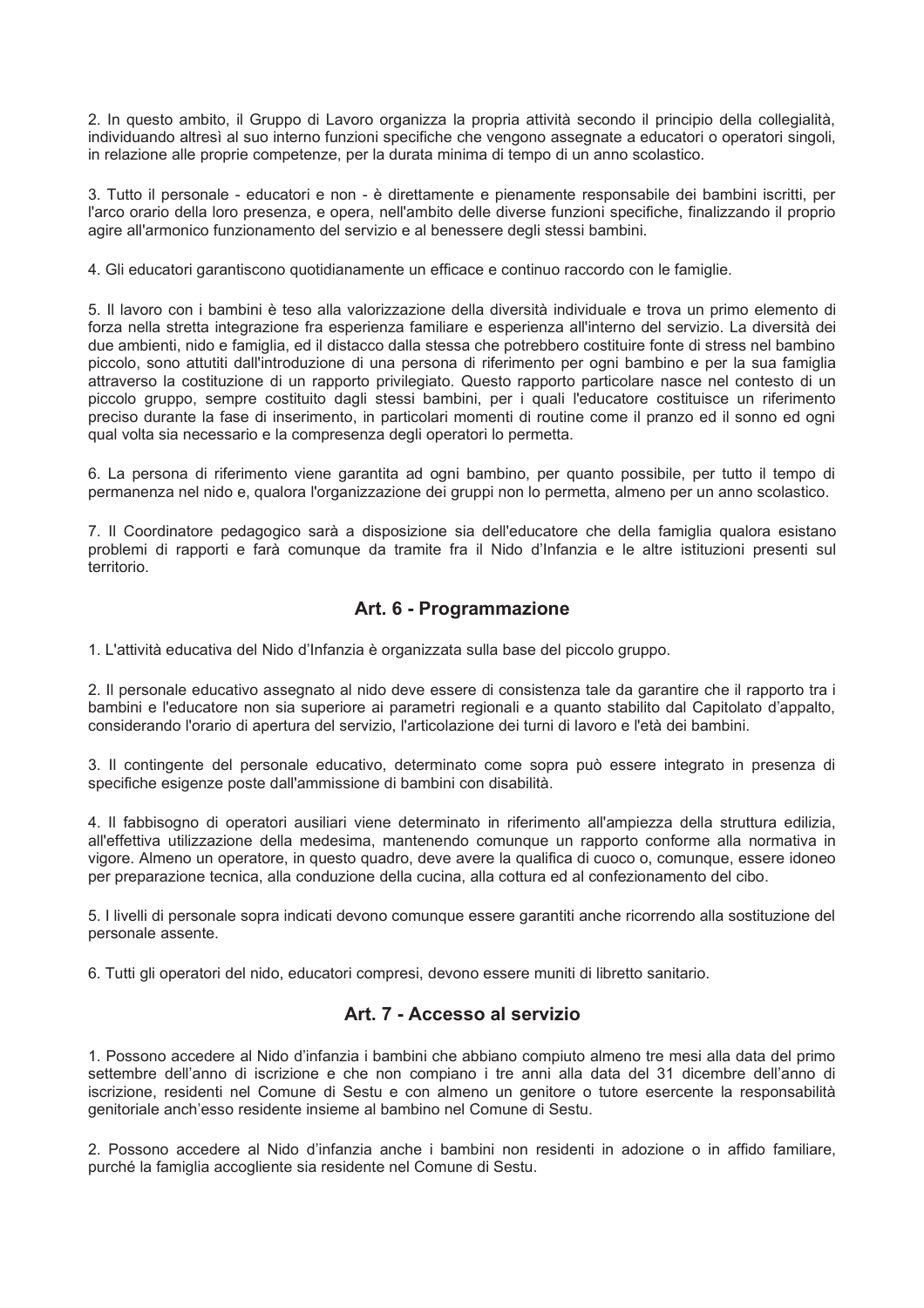2. In questo ambito, il Gruppo di Lavoro organizza la propria attività secondo il principio della collegialità, individuando altresì al suo interno funzioni specifiche che vengono assegnate a educatori o operatori singoli, in relazione alle proprie competenze, per la durata minima di tempo di un anno scolastico.

3. Tutto il personale - educatori e non - è direttamente e pienamente responsabile dei bambini iscritti, per l'arco orario della loro presenza, e opera, nell'ambito delle diverse funzioni specifiche, finalizzando il proprio agire all'armonico funzionamento del servizio e al benessere degli stessi bambini.

4. Gli educatori garantiscono quotidianamente un efficace e continuo raccordo con le famiglie.

5. Il lavoro con i bambini è teso alla valorizzazione della diversità individuale e trova un primo elemento di forza nella stretta integrazione fra esperienza familiare e esperienza all'interno del servizio. La diversità dei due ambienti, nido e famiglia, ed il distacco dalla stessa che potrebbero costituire fonte di stress nel bambino piccolo, sono attutiti dall'introduzione di una persona di riferimento per ogni bambino e per la sua famiglia attraverso la costituzione di un rapporto privilegiato. Questo rapporto particolare nasce nel contesto di un piccolo gruppo, sempre costituito dagli stessi bambini, per i quali l'educatore costituisce un riferimento preciso durante la fase di inserimento, in particolari momenti di routine come il pranzo ed il sonno ed ogni qual volta sia necessario e la compresenza degli operatori lo permetta.

6. La persona di riferimento viene garantita ad ogni bambino, per quanto possibile, per tutto il tempo di permanenza nel nido e, qualora l'organizzazione dei gruppi non lo permetta, almeno per un anno scolastico.

7. Il Coordinatore pedagogico sarà a disposizione sia dell'educatore che della famiglia qualora esistano problemi di rapporti e farà comunque da tramite fra il Nido d'Infanzia e le altre istituzioni presenti sul territorio.

## Art. 6 - Programmazione

1. L'attività educativa del Nido d'Infanzia è organizzata sulla base del piccolo gruppo.

2. Il personale educativo assegnato al nido deve essere di consistenza tale da garantire che il rapporto tra i bambini e l'educatore non sia superiore ai parametri regionali e a quanto stabilito dal Capitolato d'appalto, considerando l'orario di apertura del servizio, l'articolazione dei turni di lavoro e l'età dei bambini.

3. Il contingente del personale educativo, determinato come sopra può essere integrato in presenza di specifiche esigenze poste dall'ammissione di bambini con disabilità.

4. Il fabbisogno di operatori ausiliari viene determinato in riferimento all'ampiezza della struttura edilizia, all'effettiva utilizzazione della medesima, mantenendo comunque un rapporto conforme alla normativa in vigore. Almeno un operatore, in questo quadro, deve avere la qualifica di cuoco o, comunque, essere idoneo per preparazione tecnica, alla conduzione della cucina, alla cottura ed al confezionamento del cibo.

5. I livelli di personale sopra indicati devono comunque essere garantiti anche ricorrendo alla sostituzione del personale assente.

6. Tutti gli operatori del nido, educatori compresi, devono essere muniti di libretto sanitario.

## Art. 7 - Accesso al servizio

1. Possono accedere al Nido d'infanzia i bambini che abbiano compiuto almeno tre mesi alla data del primo settembre dell'anno di iscrizione e che non compiano i tre anni alla data del 31 dicembre dell'anno di iscrizione, residenti nel Comune di Sestu e con almeno un genitore o tutore esercente la responsabilità genitoriale anch'esso residente insieme al bambino nel Comune di Sestu.

2. Possono accedere al Nido d'infanzia anche i bambini non residenti in adozione o in affido familiare, purché la famiglia accogliente sia residente nel Comune di Sestu.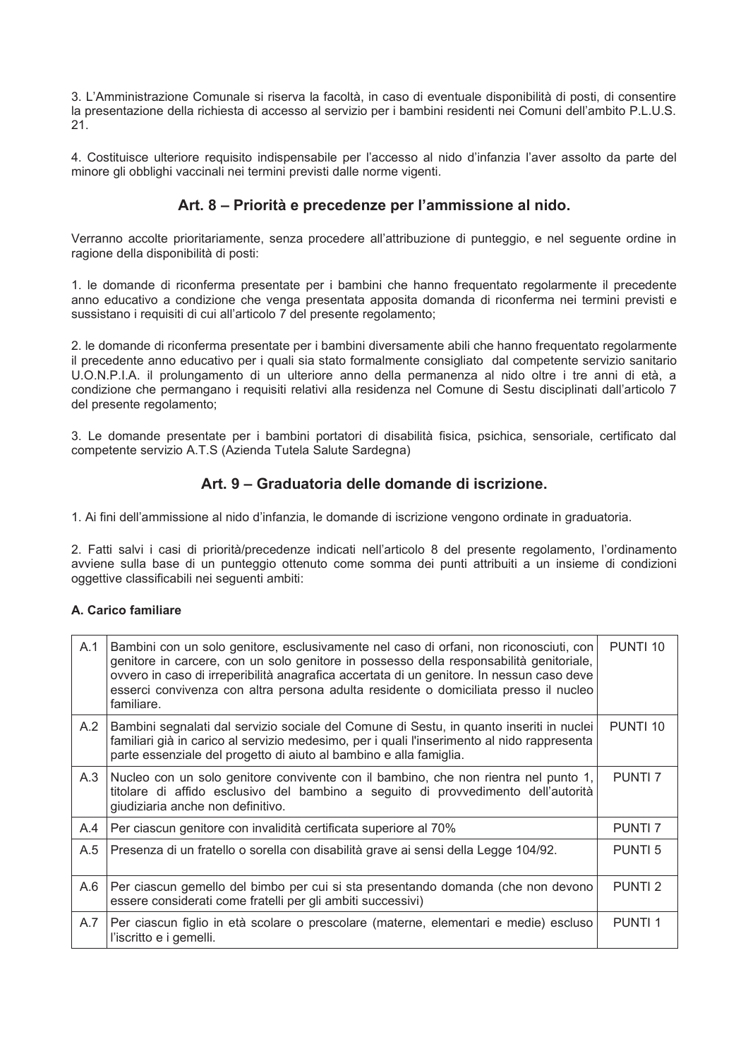3. L'Amministrazione Comunale si riserva la facoltà, in caso di eventuale disponibilità di posti, di consentire la presentazione della richiesta di accesso al servizio per i bambini residenti nei Comuni dell'ambito P.L.U.S. 21.

4. Costituisce ulteriore requisito indispensabile per l'accesso al nido d'infanzia l'aver assolto da parte del minore gli obblighi vaccinali nei termini previsti dalle norme vigenti.

## Art. 8 – Priorità e precedenze per l'ammissione al nido.

Verranno accolte prioritariamente, senza procedere all'attribuzione di punteggio, e nel seguente ordine in ragione della disponibilità di posti:

1. le domande di riconferma presentate per i bambini che hanno frequentato regolarmente il precedente anno educativo a condizione che venga presentata apposita domanda di riconferma nei termini previsti e sussistano i requisiti di cui all'articolo 7 del presente regolamento;

2. le domande di riconferma presentate per i bambini diversamente abili che hanno frequentato regolarmente il precedente anno educativo per i quali sia stato formalmente consigliato dal competente servizio sanitario U.O.N.P.I.A. il prolungamento di un ulteriore anno della permanenza al nido oltre i tre anni di età, a condizione che permangano i requisiti relativi alla residenza nel Comune di Sestu disciplinati dall'articolo 7 del presente regolamento;

3. Le domande presentate per i bambini portatori di disabilità fisica, psichica, sensoriale, certificato dal competente servizio A.T.S (Azienda Tutela Salute Sardegna)

## Art. 9 – Graduatoria delle domande di iscrizione.

1. Ai fini dell'ammissione al nido d'infanzia, le domande di iscrizione vengono ordinate in graduatoria.

2. Fatti salvi i casi di priorità/precedenze indicati nell'articolo 8 del presente regolamento, l'ordinamento avviene sulla base di un punteggio ottenuto come somma dei punti attribuiti a un insieme di condizioni oggettive classificabili nei seguenti ambiti:

**A. Carico familiare**

| | | |
|---|---|---|
| A.1 | Bambini con un solo genitore, esclusivamente nel caso di orfani, non riconosciuti, con genitore in carcere, con un solo genitore in possesso della responsabilità genitoriale, ovvero in caso di irreperibilità anagrafica accertata di un genitore. In nessun caso deve esserci convivenza con altra persona adulta residente o domiciliata presso il nucleo familiare. | PUNTI 10 |
| A.2 | Bambini segnalati dal servizio sociale del Comune di Sestu, in quanto inseriti in nuclei familiari già in carico al servizio medesimo, per i quali l'inserimento al nido rappresenta parte essenziale del progetto di aiuto al bambino e alla famiglia. | PUNTI 10 |
| A.3 | Nucleo con un solo genitore convivente con il bambino, che non rientra nel punto 1, titolare di affido esclusivo del bambino a seguito di provvedimento dell'autorità giudiziaria anche non definitivo. | PUNTI 7 |
| A.4 | Per ciascun genitore con invalidità certificata superiore al 70% | PUNTI 7 |
| A.5 | Presenza di un fratello o sorella con disabilità grave ai sensi della Legge 104/92. | PUNTI 5 |
| A.6 | Per ciascun gemello del bimbo per cui si sta presentando domanda (che non devono essere considerati come fratelli per gli ambiti successivi) | PUNTI 2 |
| A.7 | Per ciascun figlio in età scolare o prescolare (materne, elementari e medie) escluso l'iscritto e i gemelli. | PUNTI 1 |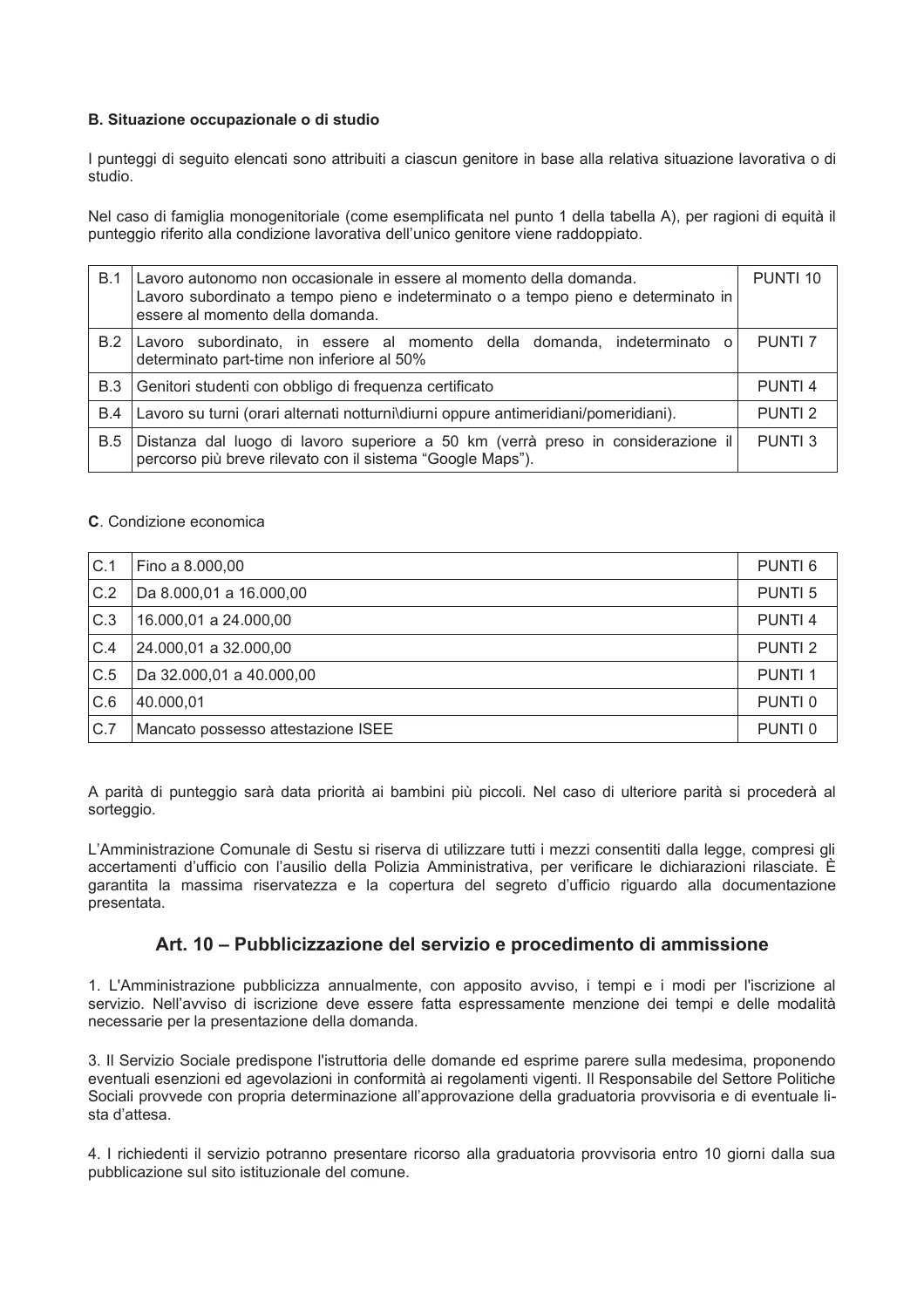**B. Situazione occupazionale o di studio**

I punteggi di seguito elencati sono attribuiti a ciascun genitore in base alla relativa situazione lavorativa o di studio.

Nel caso di famiglia monogenitoriale (come esemplificata nel punto 1 della tabella A), per ragioni di equità il punteggio riferito alla condizione lavorativa dell'unico genitore viene raddoppiato.

| | | |
|---|---|---|
| B.1 | Lavoro autonomo non occasionale in essere al momento della domanda.<br>Lavoro subordinato a tempo pieno e indeterminato o a tempo pieno e determinato in essere al momento della domanda. | PUNTI 10 |
| B.2 | Lavoro subordinato, in essere al momento della domanda, indeterminato o determinato part-time non inferiore al 50% | PUNTI 7 |
| B.3 | Genitori studenti con obbligo di frequenza certificato | PUNTI 4 |
| B.4 | Lavoro su turni (orari alternati notturni\diurni oppure antimeridiani/pomeridiani). | PUNTI 2 |
| B.5 | Distanza dal luogo di lavoro superiore a 50 km (verrà preso in considerazione il percorso più breve rilevato con il sistema "Google Maps"). | PUNTI 3 |

**C**. Condizione economica

| | | |
|---|---|---|
| C.1 | Fino a 8.000,00 | PUNTI 6 |
| C.2 | Da 8.000,01 a 16.000,00 | PUNTI 5 |
| C.3 | 16.000,01 a 24.000,00 | PUNTI 4 |
| C.4 | 24.000,01 a 32.000,00 | PUNTI 2 |
| C.5 | Da 32.000,01 a 40.000,00 | PUNTI 1 |
| C.6 | 40.000,01 | PUNTI 0 |
| C.7 | Mancato possesso attestazione ISEE | PUNTI 0 |

A parità di punteggio sarà data priorità ai bambini più piccoli. Nel caso di ulteriore parità si procederà al sorteggio.

L'Amministrazione Comunale di Sestu si riserva di utilizzare tutti i mezzi consentiti dalla legge, compresi gli accertamenti d'ufficio con l'ausilio della Polizia Amministrativa, per verificare le dichiarazioni rilasciate. È garantita la massima riservatezza e la copertura del segreto d'ufficio riguardo alla documentazione presentata.

## Art. 10 – Pubblicizzazione del servizio e procedimento di ammissione

1. L'Amministrazione pubblicizza annualmente, con apposito avviso, i tempi e i modi per l'iscrizione al servizio. Nell'avviso di iscrizione deve essere fatta espressamente menzione dei tempi e delle modalità necessarie per la presentazione della domanda.

3. Il Servizio Sociale predispone l'istruttoria delle domande ed esprime parere sulla medesima, proponendo eventuali esenzioni ed agevolazioni in conformità ai regolamenti vigenti. Il Responsabile del Settore Politiche Sociali provvede con propria determinazione all'approvazione della graduatoria provvisoria e di eventuale lista d'attesa.

4. I richiedenti il servizio potranno presentare ricorso alla graduatoria provvisoria entro 10 giorni dalla sua pubblicazione sul sito istituzionale del comune.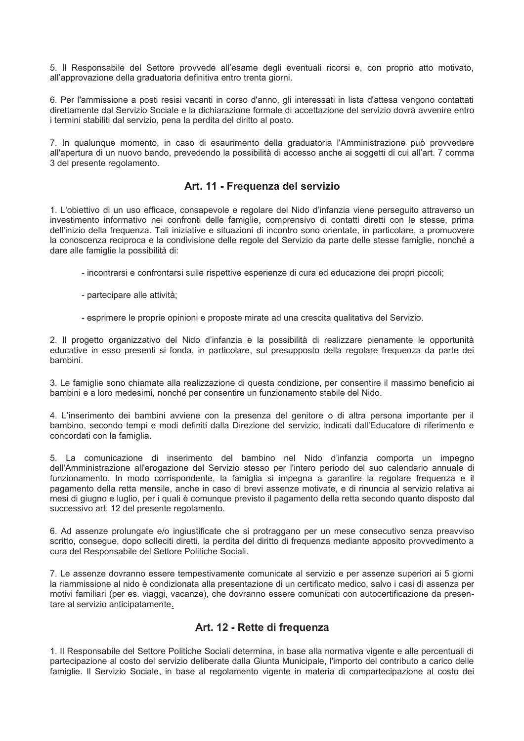5. Il Responsabile del Settore provvede all'esame degli eventuali ricorsi e, con proprio atto motivato, all'approvazione della graduatoria definitiva entro trenta giorni.

6. Per l'ammissione a posti resisi vacanti in corso d'anno, gli interessati in lista d'attesa vengono contattati direttamente dal Servizio Sociale e la dichiarazione formale di accettazione del servizio dovrà avvenire entro i termini stabiliti dal servizio, pena la perdita del diritto al posto.

7. In qualunque momento, in caso di esaurimento della graduatoria l'Amministrazione può provvedere all'apertura di un nuovo bando, prevedendo la possibilità di accesso anche ai soggetti di cui all'art. 7 comma 3 del presente regolamento.

## Art. 11 - Frequenza del servizio

1. L'obiettivo di un uso efficace, consapevole e regolare del Nido d'infanzia viene perseguito attraverso un investimento informativo nei confronti delle famiglie, comprensivo di contatti diretti con le stesse, prima dell'inizio della frequenza. Tali iniziative e situazioni di incontro sono orientate, in particolare, a promuovere la conoscenza reciproca e la condivisione delle regole del Servizio da parte delle stesse famiglie, nonché a dare alle famiglie la possibilità di:

- incontrarsi e confrontarsi sulle rispettive esperienze di cura ed educazione dei propri piccoli;
- partecipare alle attività;
- esprimere le proprie opinioni e proposte mirate ad una crescita qualitativa del Servizio.

2. Il progetto organizzativo del Nido d'infanzia e la possibilità di realizzare pienamente le opportunità educative in esso presenti si fonda, in particolare, sul presupposto della regolare frequenza da parte dei bambini.

3. Le famiglie sono chiamate alla realizzazione di questa condizione, per consentire il massimo beneficio ai bambini e a loro medesimi, nonché per consentire un funzionamento stabile del Nido.

4. L'inserimento dei bambini avviene con la presenza del genitore o di altra persona importante per il bambino, secondo tempi e modi definiti dalla Direzione del servizio, indicati dall'Educatore di riferimento e concordati con la famiglia.

5. La comunicazione di inserimento del bambino nel Nido d'infanzia comporta un impegno dell'Amministrazione all'erogazione del Servizio stesso per l'intero periodo del suo calendario annuale di funzionamento. In modo corrispondente, la famiglia si impegna a garantire la regolare frequenza e il pagamento della retta mensile, anche in caso di brevi assenze motivate, e di rinuncia al servizio relativa ai mesi di giugno e luglio, per i quali è comunque previsto il pagamento della retta secondo quanto disposto dal successivo art. 12 del presente regolamento.

6. Ad assenze prolungate e/o ingiustificate che si protraggano per un mese consecutivo senza preavviso scritto, consegue, dopo solleciti diretti, la perdita del diritto di frequenza mediante apposito provvedimento a cura del Responsabile del Settore Politiche Sociali.

7. Le assenze dovranno essere tempestivamente comunicate al servizio e per assenze superiori ai 5 giorni la riammissione al nido è condizionata alla presentazione di un certificato medico, salvo i casi di assenza per motivi familiari (per es. viaggi, vacanze), che dovranno essere comunicati con autocertificazione da presentare al servizio anticipatamente.

## Art. 12 - Rette di frequenza

1. Il Responsabile del Settore Politiche Sociali determina, in base alla normativa vigente e alle percentuali di partecipazione al costo del servizio deliberate dalla Giunta Municipale, l'importo del contributo a carico delle famiglie. Il Servizio Sociale, in base al regolamento vigente in materia di compartecipazione al costo dei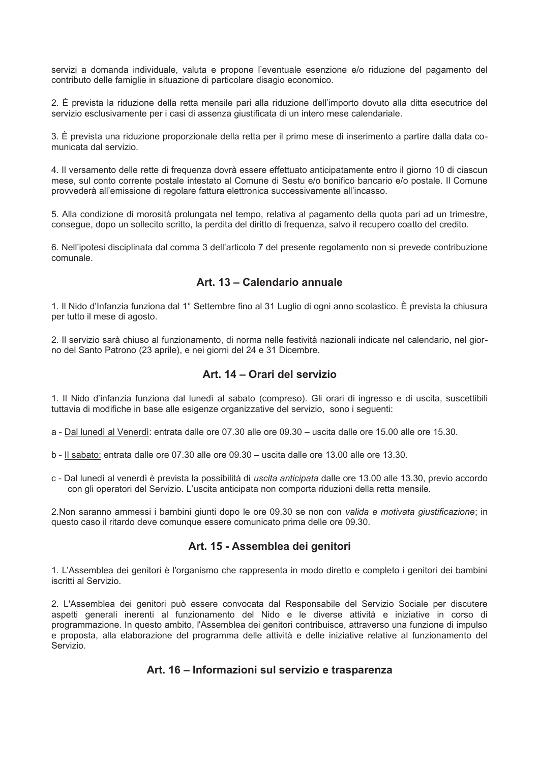servizi a domanda individuale, valuta e propone l'eventuale esenzione e/o riduzione del pagamento del contributo delle famiglie in situazione di particolare disagio economico.

2. È prevista la riduzione della retta mensile pari alla riduzione dell'importo dovuto alla ditta esecutrice del servizio esclusivamente per i casi di assenza giustificata di un intero mese calendariale.

3. È prevista una riduzione proporzionale della retta per il primo mese di inserimento a partire dalla data comunicata dal servizio.

4. Il versamento delle rette di frequenza dovrà essere effettuato anticipatamente entro il giorno 10 di ciascun mese, sul conto corrente postale intestato al Comune di Sestu e/o bonifico bancario e/o postale. Il Comune provvederà all'emissione di regolare fattura elettronica successivamente all'incasso.

5. Alla condizione di morosità prolungata nel tempo, relativa al pagamento della quota pari ad un trimestre, consegue, dopo un sollecito scritto, la perdita del diritto di frequenza, salvo il recupero coatto del credito.

6. Nell'ipotesi disciplinata dal comma 3 dell'articolo 7 del presente regolamento non si prevede contribuzione comunale.

## Art. 13 – Calendario annuale

1. Il Nido d'Infanzia funziona dal 1° Settembre fino al 31 Luglio di ogni anno scolastico. È prevista la chiusura per tutto il mese di agosto.

2. Il servizio sarà chiuso al funzionamento, di norma nelle festività nazionali indicate nel calendario, nel giorno del Santo Patrono (23 aprile), e nei giorni del 24 e 31 Dicembre.

## Art. 14 – Orari del servizio

1. Il Nido d'infanzia funziona dal lunedì al sabato (compreso). Gli orari di ingresso e di uscita, suscettibili tuttavia di modifiche in base alle esigenze organizzative del servizio, sono i seguenti:

a - Dal lunedì al Venerdì: entrata dalle ore 07.30 alle ore 09.30 – uscita dalle ore 15.00 alle ore 15.30.

b - Il sabato: entrata dalle ore 07.30 alle ore 09.30 – uscita dalle ore 13.00 alle ore 13.30.

c - Dal lunedì al venerdì è prevista la possibilità di *uscita anticipata* dalle ore 13.00 alle 13.30, previo accordo con gli operatori del Servizio. L'uscita anticipata non comporta riduzioni della retta mensile.

2. Non saranno ammessi i bambini giunti dopo le ore 09.30 se non con *valida e motivata giustificazione*; in questo caso il ritardo deve comunque essere comunicato prima delle ore 09.30.

## Art. 15 - Assemblea dei genitori

1. L'Assemblea dei genitori è l'organismo che rappresenta in modo diretto e completo i genitori dei bambini iscritti al Servizio.

2. L'Assemblea dei genitori può essere convocata dal Responsabile del Servizio Sociale per discutere aspetti generali inerenti al funzionamento del Nido e le diverse attività e iniziative in corso di programmazione. In questo ambito, l'Assemblea dei genitori contribuisce, attraverso una funzione di impulso e proposta, alla elaborazione del programma delle attività e delle iniziative relative al funzionamento del Servizio.

## Art. 16 – Informazioni sul servizio e trasparenza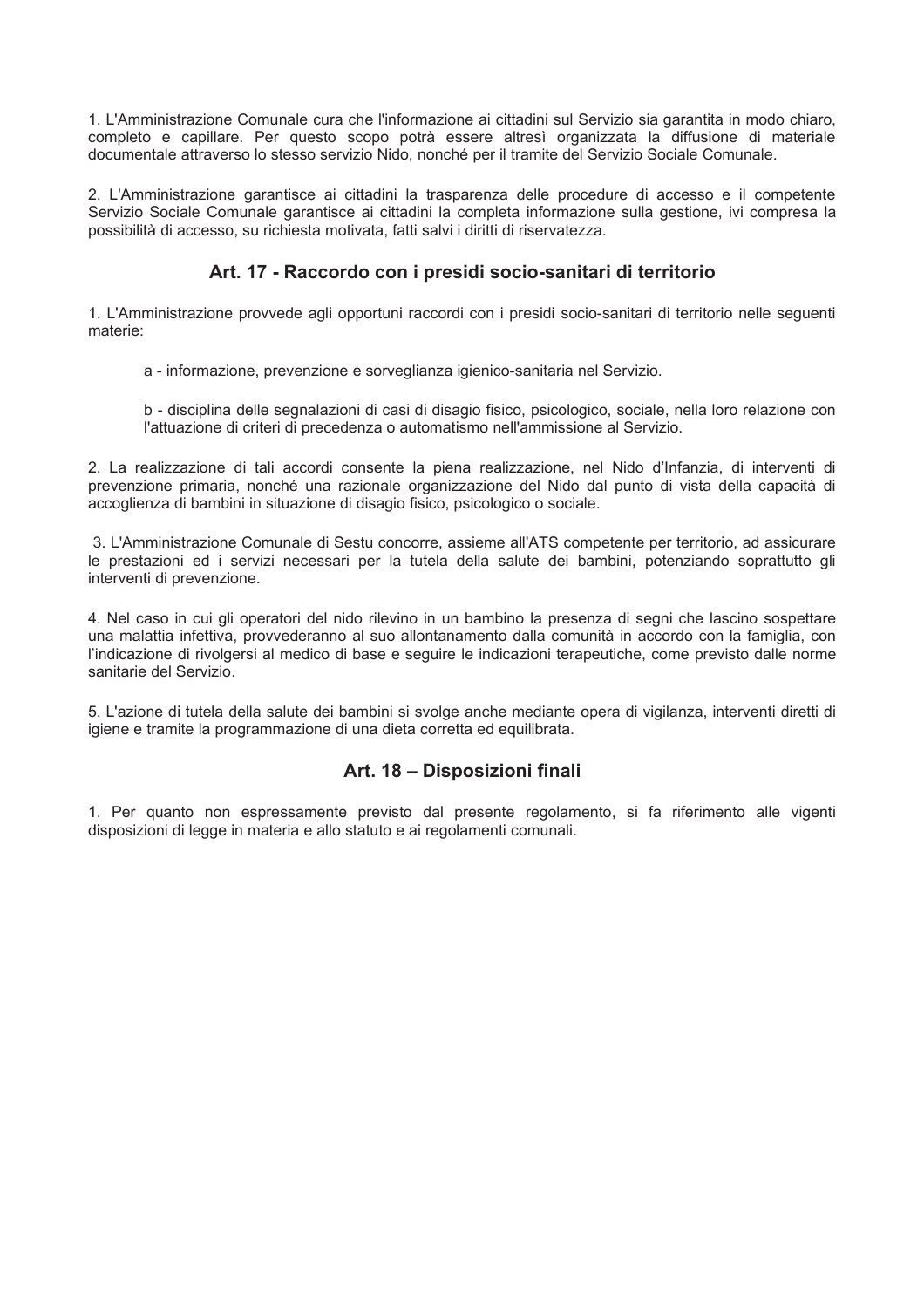1. L'Amministrazione Comunale cura che l'informazione ai cittadini sul Servizio sia garantita in modo chiaro, completo e capillare. Per questo scopo potrà essere altresì organizzata la diffusione di materiale documentale attraverso lo stesso servizio Nido, nonché per il tramite del Servizio Sociale Comunale.

2. L'Amministrazione garantisce ai cittadini la trasparenza delle procedure di accesso e il competente Servizio Sociale Comunale garantisce ai cittadini la completa informazione sulla gestione, ivi compresa la possibilità di accesso, su richiesta motivata, fatti salvi i diritti di riservatezza.

## Art. 17 - Raccordo con i presidi socio-sanitari di territorio

1. L'Amministrazione provvede agli opportuni raccordi con i presidi socio-sanitari di territorio nelle seguenti materie:

   a - informazione, prevenzione e sorveglianza igienico-sanitaria nel Servizio.

   b - disciplina delle segnalazioni di casi di disagio fisico, psicologico, sociale, nella loro relazione con l'attuazione di criteri di precedenza o automatismo nell'ammissione al Servizio.

2. La realizzazione di tali accordi consente la piena realizzazione, nel Nido d'Infanzia, di interventi di prevenzione primaria, nonché una razionale organizzazione del Nido dal punto di vista della capacità di accoglienza di bambini in situazione di disagio fisico, psicologico o sociale.

3. L'Amministrazione Comunale di Sestu concorre, assieme all'ATS competente per territorio, ad assicurare le prestazioni ed i servizi necessari per la tutela della salute dei bambini, potenziando soprattutto gli interventi di prevenzione.

4. Nel caso in cui gli operatori del nido rilevino in un bambino la presenza di segni che lascino sospettare una malattia infettiva, provvederanno al suo allontanamento dalla comunità in accordo con la famiglia, con l'indicazione di rivolgersi al medico di base e seguire le indicazioni terapeutiche, come previsto dalle norme sanitarie del Servizio.

5. L'azione di tutela della salute dei bambini si svolge anche mediante opera di vigilanza, interventi diretti di igiene e tramite la programmazione di una dieta corretta ed equilibrata.

## Art. 18 – Disposizioni finali

1. Per quanto non espressamente previsto dal presente regolamento, si fa riferimento alle vigenti disposizioni di legge in materia e allo statuto e ai regolamenti comunali.